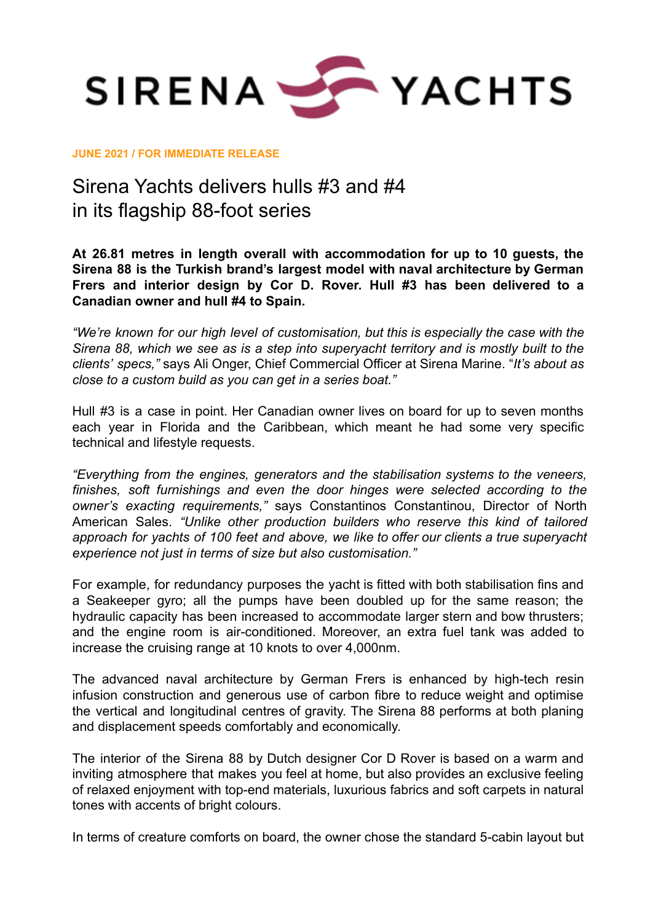SIRENA YACHTS

**JUNE 2021 / FOR IMMEDIATE RELEASE**

# Sirena Yachts delivers hulls #3 and #4 in its flagship 88-foot series

**At 26.81 metres in length overall with accommodation for up to 10 guests, the Sirena 88 is the Turkish brand's largest model with naval architecture by German Frers and interior design by Cor D. Rover. Hull #3 has been delivered to a Canadian owner and hull #4 to Spain.**

*"We're known for our high level of customisation, but this is especially the case with the Sirena 88, which we see as is a step into superyacht territory and is mostly built to the clients' specs,"* says Ali Onger, Chief Commercial Officer at Sirena Marine. "*It's about as close to a custom build as you can get in a series boat."*

Hull #3 is a case in point. Her Canadian owner lives on board for up to seven months each year in Florida and the Caribbean, which meant he had some very specific technical and lifestyle requests.

*"Everything from the engines, generators and the stabilisation systems to the veneers, finishes, soft furnishings and even the door hinges were selected according to the owner's exacting requirements,"* says Constantinos Constantinou, Director of North American Sales. *"Unlike other production builders who reserve this kind of tailored approach for yachts of 100 feet and above, we like to offer our clients a true superyacht experience not just in terms of size but also customisation."*

For example, for redundancy purposes the yacht is fitted with both stabilisation fins and a Seakeeper gyro; all the pumps have been doubled up for the same reason; the hydraulic capacity has been increased to accommodate larger stern and bow thrusters; and the engine room is air-conditioned. Moreover, an extra fuel tank was added to increase the cruising range at 10 knots to over 4,000nm.

The advanced naval architecture by German Frers is enhanced by high-tech resin infusion construction and generous use of carbon fibre to reduce weight and optimise the vertical and longitudinal centres of gravity. The Sirena 88 performs at both planing and displacement speeds comfortably and economically.

The interior of the Sirena 88 by Dutch designer Cor D Rover is based on a warm and inviting atmosphere that makes you feel at home, but also provides an exclusive feeling of relaxed enjoyment with top-end materials, luxurious fabrics and soft carpets in natural tones with accents of bright colours.

In terms of creature comforts on board, the owner chose the standard 5-cabin layout but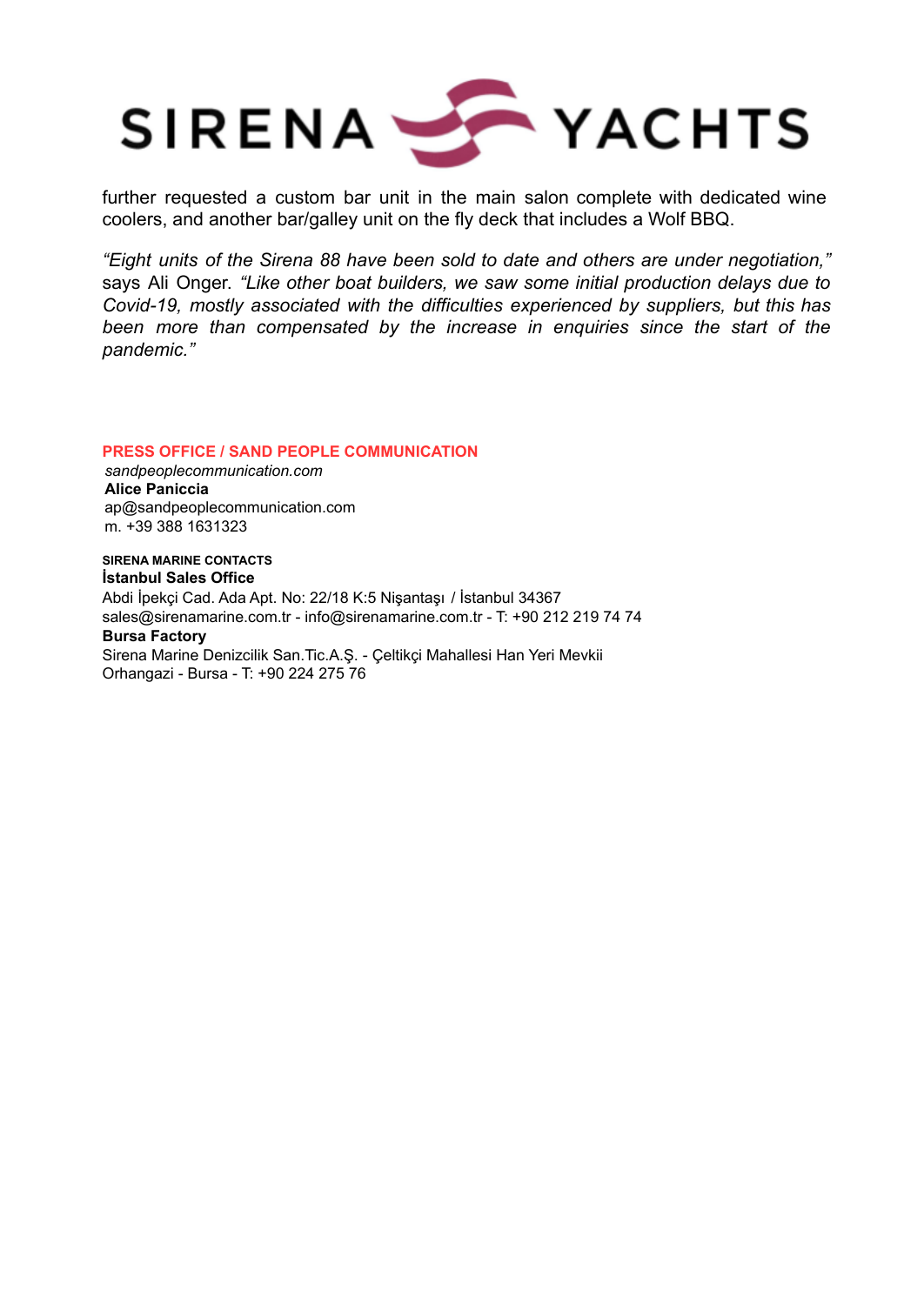further requested a custom bar unit in the main salon complete with dedicated wine coolers, and another bar/galley unit on the fly deck that includes a Wolf BBQ.

*"Eight units of the Sirena 88 have been sold to date and others are under negotiation,"* says Ali Onger. *"Like other boat builders, we saw some initial production delays due to Covid-19, mostly associated with the difficulties experienced by suppliers, but this has been more than compensated by the increase in enquiries since the start of the pandemic."*

**PRESS OFFICE / SAND PEOPLE COMMUNICATION**
*sandpeoplecommunication.com*
**Alice Paniccia**
ap@sandpeoplecommunication.com
m. +39 388 1631323

**SIRENA MARINE CONTACTS**
**İstanbul Sales Office**
Abdi İpekçi Cad. Ada Apt. No: 22/18 K:5 Nişantaşı / İstanbul 34367
sales@sirenamarine.com.tr - info@sirenamarine.com.tr - T: +90 212 219 74 74
**Bursa Factory**
Sirena Marine Denizcilik San.Tic.A.Ş. - Çeltikçi Mahallesi Han Yeri Mevkii
Orhangazi - Bursa - T: +90 224 275 76